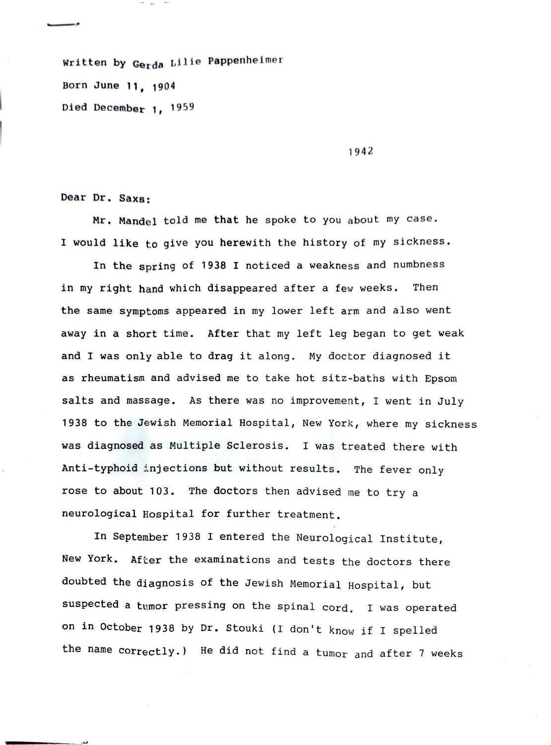Written by Gerda Lilie Pappenheimer

Born June 11, 1904

Died December 1, 1959

1942

Dear Dr. Saxs:

Mr. Mandel told me that he spoke to you about my case. I would like to give you herewith the history of my sickness.

In the spring of 1938 I noticed a weakness and numbness in my right hand which disappeared after a few weeks. Then the same symptoms appeared in my lower left arm and also went away in a short time. After that my left leg began to get weak and I was only able to drag it along. My doctor diagnosed it as rheumatism and advised me to take hot sitz-baths with Epsom salts and massage. As there was no improvement, I went in July 1938 to the Jewish Memorial Hospital, New York, where my sickness was diagnosed as Multiple Sclerosis. I was treated there with Anti-typhoid injections but without results. The fever only rose to about 103. The doctors then advised me to try a neurological Hospital for further treatment.

In September 1938 I entered the Neurological Institute, New York. After the examinations and tests the doctors there doubted the diagnosis of the Jewish Memorial Hospital, but suspected a tumor pressing on the spinal cord. I was operated on in October 1938 by Dr. Stouki (I don't know if I spelled the name correctly.) He did not find a tumor and after 7 weeks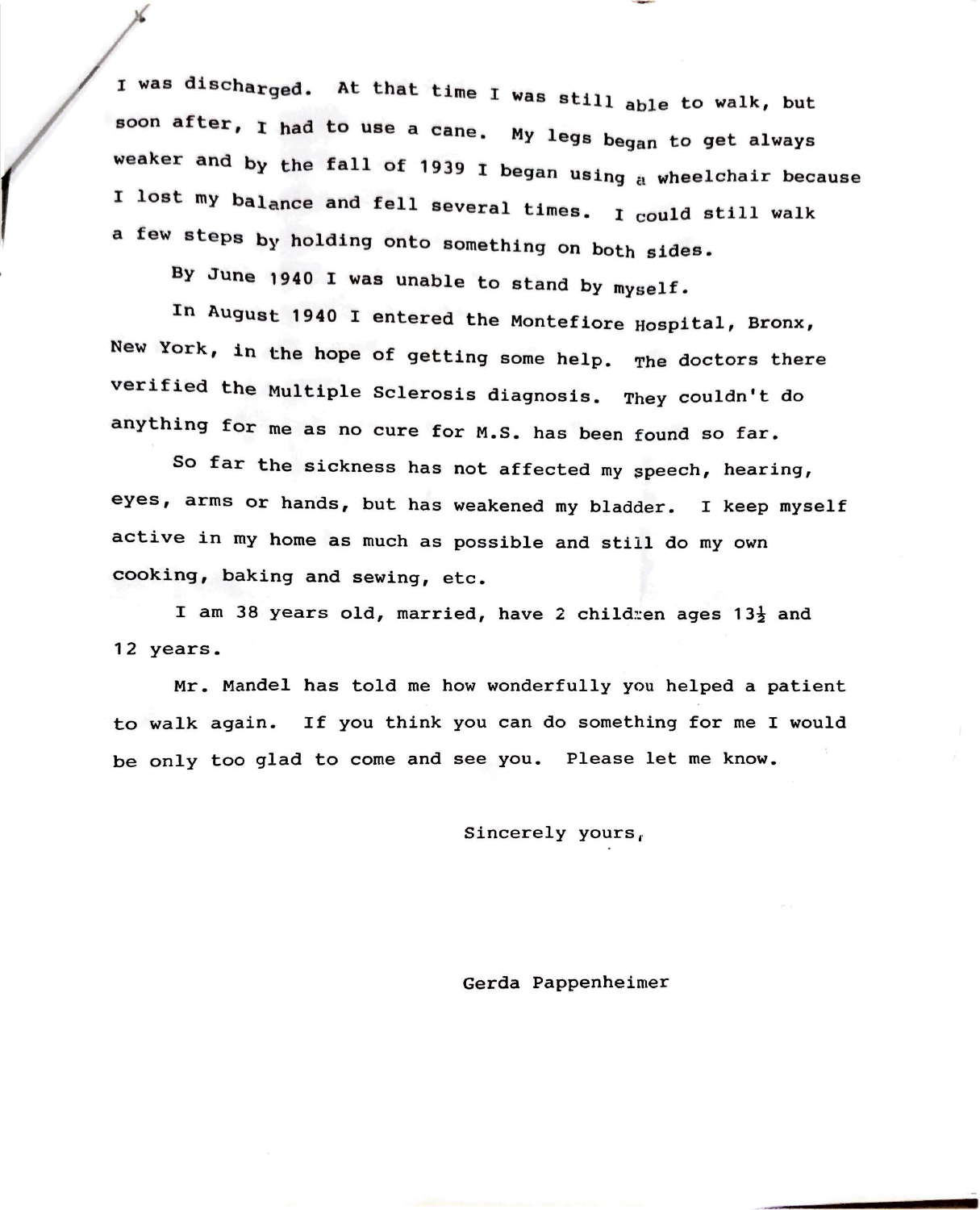I was discharged. At that time I was still able to walk, but soon after, I had to use a cane. My legs began to get always weaker and by the fall of 1939 I began using a wheelchair because I lost my balance and fell several times. I could still walk a few steps by holding onto something on both sides.

By June 1940 I was unable to stand by myself.

In August 1940 I entered the Montefiore Hospital, Bronx, New York, in the hope of getting some help. The doctors there verified the Multiple Sclerosis diagnosis. They couldn't do anything for me as no cure for M.S. has been found so far.

So far the sickness has not affected my speech, hearing, eyes, arms or hands, but has weakened my bladder. I keep myself active in my home as much as possible and still do my own cooking, baking and sewing, etc.

I am 38 years old, married, have 2 children ages 13½ and 12 years.

Mr. Mandel has told me how wonderfully you helped a patient to walk again. If you think you can do something for me I would be only too glad to come and see you. Please let me know.

Sincerely yours,

Gerda Pappenheimer